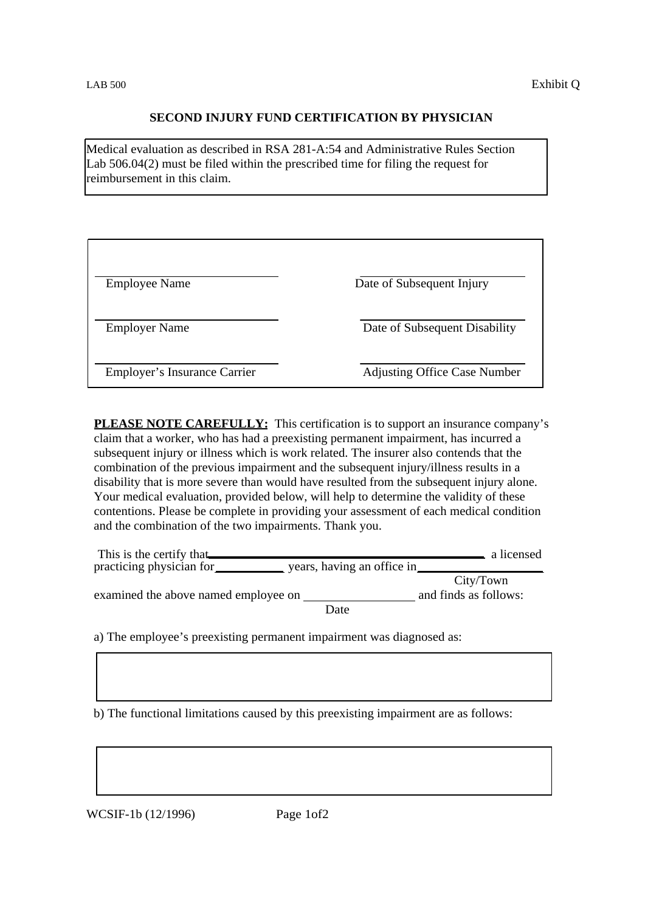LAB 500 Exhibit Q

## SECOND INJURY FUND CERTIFICATION BY PHYSICIAN

Medical evaluation as described in RSA 281-A:54 and Administrative Rules Section Lab 506.04(2) must be filed within the prescribed time for filing the request for reimbursement in this claim.

| | |
|---|---|
| ______________________ | ______________________ |
| Employee Name | Date of Subsequent Injury |
| ______________________ | ______________________ |
| Employer Name | Date of Subsequent Disability |
| ______________________ | ______________________ |
| Employer's Insurance Carrier | Adjusting Office Case Number |

**PLEASE NOTE CAREFULLY:** This certification is to support an insurance company's claim that a worker, who has had a preexisting permanent impairment, has incurred a subsequent injury or illness which is work related. The insurer also contends that the combination of the previous impairment and the subsequent injury/illness results in a disability that is more severe than would have resulted from the subsequent injury alone. Your medical evaluation, provided below, will help to determine the validity of these contentions. Please be complete in providing your assessment of each medical condition and the combination of the two impairments. Thank you.

This is the certify that ______________________________ a licensed practicing physician for __________ years, having an office in ____________________
City/Town

examined the above named employee on ________________ and finds as follows:
Date

a) The employee's preexisting permanent impairment was diagnosed as:

b) The functional limitations caused by this preexisting impairment are as follows:

WCSIF-1b (12/1996)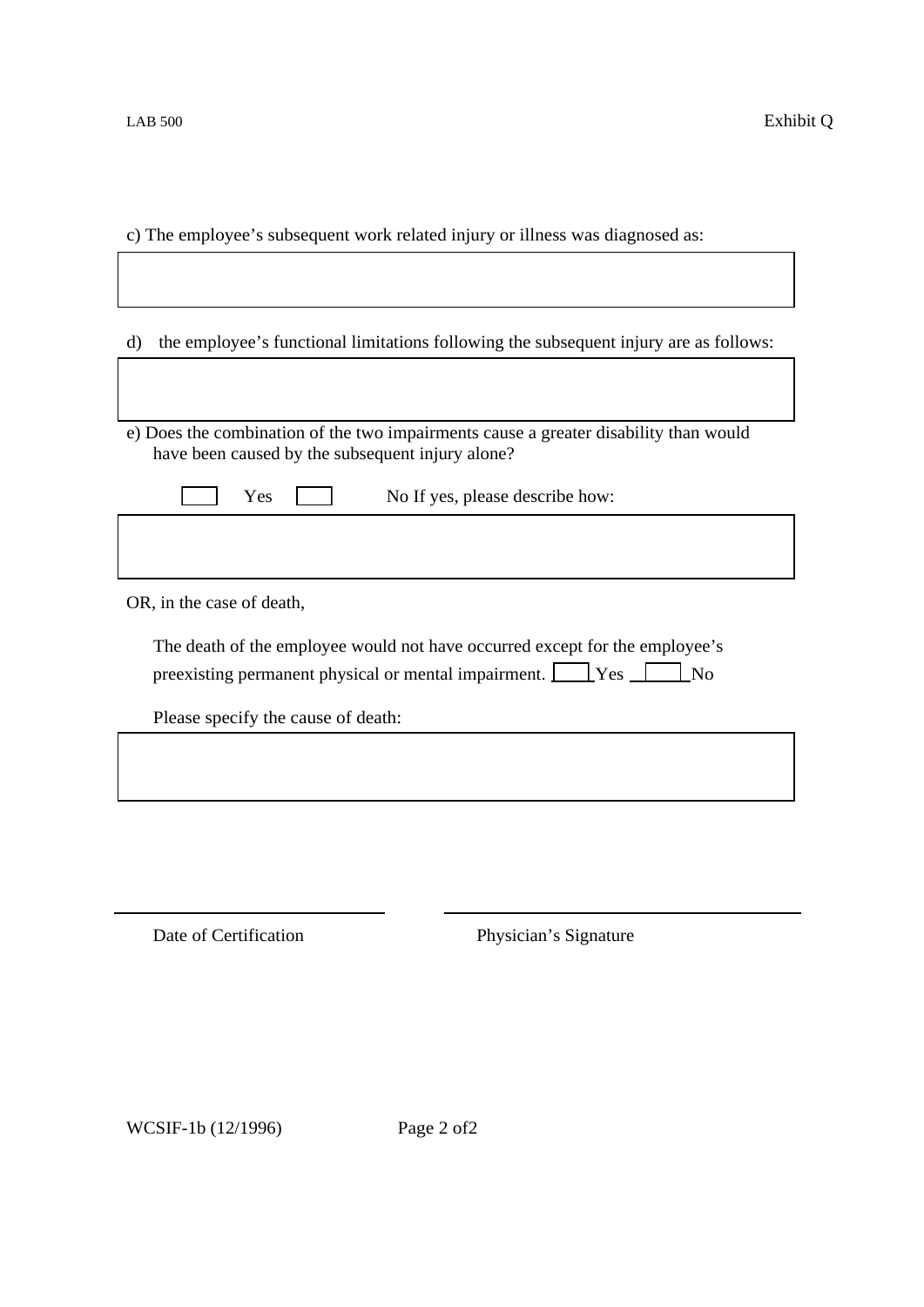c) The employee's subsequent work related injury or illness was diagnosed as:

d) the employee's functional limitations following the subsequent injury are as follows:

e) Does the combination of the two impairments cause a greater disability than would have been caused by the subsequent injury alone?

☐ Yes ☐ No If yes, please describe how:

OR, in the case of death,

The death of the employee would not have occurred except for the employee's preexisting permanent physical or mental impairment. ☐ Yes ☐ No

Please specify the cause of death:

\_\_\_\_\_\_\_\_\_\_\_\_\_\_\_\_\_\_\_\_\_\_\_\_ \_\_\_\_\_\_\_\_\_\_\_\_\_\_\_\_\_\_\_\_\_\_\_\_\_\_\_\_\_\_

Date of Certification Physician's Signature

WCSIF-1b (12/1996)